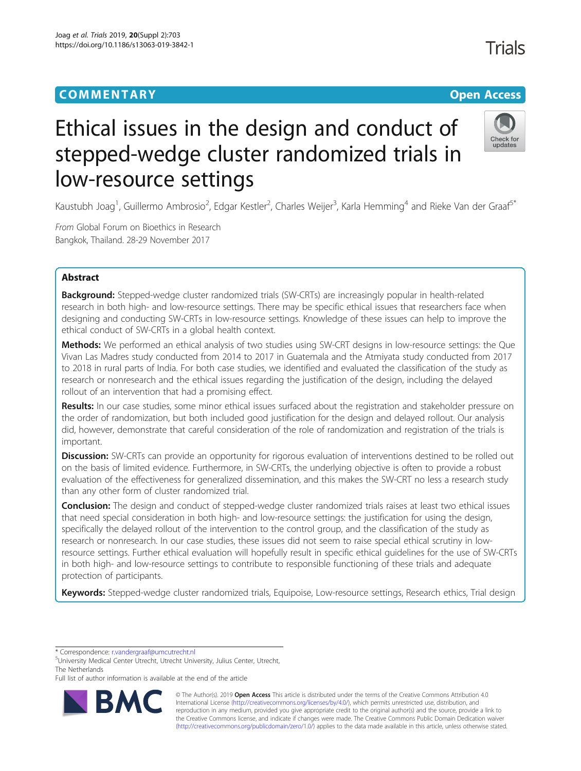COMMENTARY Open Access

# Ethical issues in the design and conduct of stepped-wedge cluster randomized trials in low-resource settings

Kaustubh Joag[1], Guillermo Ambrosio[2], Edgar Kestler[2], Charles Weijer[3], Karla Hemming[4] and Rieke Van der Graaf[5*]

*From* Global Forum on Bioethics in Research
Bangkok, Thailand. 28-29 November 2017

## Abstract

**Background:** Stepped-wedge cluster randomized trials (SW-CRTs) are increasingly popular in health-related research in both high- and low-resource settings. There may be specific ethical issues that researchers face when designing and conducting SW-CRTs in low-resource settings. Knowledge of these issues can help to improve the ethical conduct of SW-CRTs in a global health context.

**Methods:** We performed an ethical analysis of two studies using SW-CRT designs in low-resource settings: the Que Vivan Las Madres study conducted from 2014 to 2017 in Guatemala and the Atmiyata study conducted from 2017 to 2018 in rural parts of India. For both case studies, we identified and evaluated the classification of the study as research or nonresearch and the ethical issues regarding the justification of the design, including the delayed rollout of an intervention that had a promising effect.

**Results:** In our case studies, some minor ethical issues surfaced about the registration and stakeholder pressure on the order of randomization, but both included good justification for the design and delayed rollout. Our analysis did, however, demonstrate that careful consideration of the role of randomization and registration of the trials is important.

**Discussion:** SW-CRTs can provide an opportunity for rigorous evaluation of interventions destined to be rolled out on the basis of limited evidence. Furthermore, in SW-CRTs, the underlying objective is often to provide a robust evaluation of the effectiveness for generalized dissemination, and this makes the SW-CRT no less a research study than any other form of cluster randomized trial.

**Conclusion:** The design and conduct of stepped-wedge cluster randomized trials raises at least two ethical issues that need special consideration in both high- and low-resource settings: the justification for using the design, specifically the delayed rollout of the intervention to the control group, and the classification of the study as research or nonresearch. In our case studies, these issues did not seem to raise special ethical scrutiny in low-resource settings. Further ethical evaluation will hopefully result in specific ethical guidelines for the use of SW-CRTs in both high- and low-resource settings to contribute to responsible functioning of these trials and adequate protection of participants.

**Keywords:** Stepped-wedge cluster randomized trials, Equipoise, Low-resource settings, Research ethics, Trial design

\* Correspondence: r.vandergraaf@umcutrecht.nl
[5]University Medical Center Utrecht, Utrecht University, Julius Center, Utrecht, The Netherlands
Full list of author information is available at the end of the article

© The Author(s). 2019 **Open Access** This article is distributed under the terms of the Creative Commons Attribution 4.0 International License (http://creativecommons.org/licenses/by/4.0/), which permits unrestricted use, distribution, and reproduction in any medium, provided you give appropriate credit to the original author(s) and the source, provide a link to the Creative Commons license, and indicate if changes were made. The Creative Commons Public Domain Dedication waiver (http://creativecommons.org/publicdomain/zero/1.0/) applies to the data made available in this article, unless otherwise stated.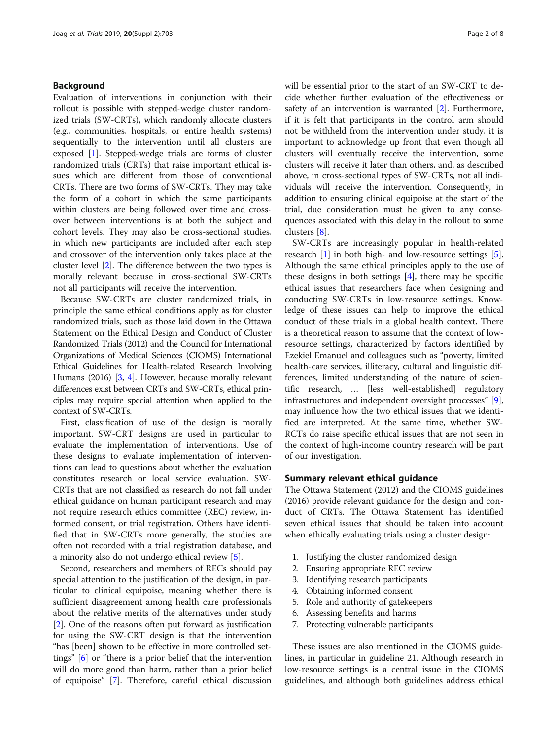## Background

Evaluation of interventions in conjunction with their rollout is possible with stepped-wedge cluster randomized trials (SW-CRTs), which randomly allocate clusters (e.g., communities, hospitals, or entire health systems) sequentially to the intervention until all clusters are exposed [1]. Stepped-wedge trials are forms of cluster randomized trials (CRTs) that raise important ethical issues which are different from those of conventional CRTs. There are two forms of SW-CRTs. They may take the form of a cohort in which the same participants within clusters are being followed over time and crossover between interventions is at both the subject and cohort levels. They may also be cross-sectional studies, in which new participants are included after each step and crossover of the intervention only takes place at the cluster level [2]. The difference between the two types is morally relevant because in cross-sectional SW-CRTs not all participants will receive the intervention.

Because SW-CRTs are cluster randomized trials, in principle the same ethical conditions apply as for cluster randomized trials, such as those laid down in the Ottawa Statement on the Ethical Design and Conduct of Cluster Randomized Trials (2012) and the Council for International Organizations of Medical Sciences (CIOMS) International Ethical Guidelines for Health-related Research Involving Humans (2016) [3, 4]. However, because morally relevant differences exist between CRTs and SW-CRTs, ethical principles may require special attention when applied to the context of SW-CRTs.

First, classification of use of the design is morally important. SW-CRT designs are used in particular to evaluate the implementation of interventions. Use of these designs to evaluate implementation of interventions can lead to questions about whether the evaluation constitutes research or local service evaluation. SW-CRTs that are not classified as research do not fall under ethical guidance on human participant research and may not require research ethics committee (REC) review, informed consent, or trial registration. Others have identified that in SW-CRTs more generally, the studies are often not recorded with a trial registration database, and a minority also do not undergo ethical review [5].

Second, researchers and members of RECs should pay special attention to the justification of the design, in particular to clinical equipoise, meaning whether there is sufficient disagreement among health care professionals about the relative merits of the alternatives under study [2]. One of the reasons often put forward as justification for using the SW-CRT design is that the intervention "has [been] shown to be effective in more controlled settings" [6] or "there is a prior belief that the intervention will do more good than harm, rather than a prior belief of equipoise" [7]. Therefore, careful ethical discussion will be essential prior to the start of an SW-CRT to decide whether further evaluation of the effectiveness or safety of an intervention is warranted [2]. Furthermore, if it is felt that participants in the control arm should not be withheld from the intervention under study, it is important to acknowledge up front that even though all clusters will eventually receive the intervention, some clusters will receive it later than others, and, as described above, in cross-sectional types of SW-CRTs, not all individuals will receive the intervention. Consequently, in addition to ensuring clinical equipoise at the start of the trial, due consideration must be given to any consequences associated with this delay in the rollout to some clusters [8].

SW-CRTs are increasingly popular in health-related research [1] in both high- and low-resource settings [5]. Although the same ethical principles apply to the use of these designs in both settings [4], there may be specific ethical issues that researchers face when designing and conducting SW-CRTs in low-resource settings. Knowledge of these issues can help to improve the ethical conduct of these trials in a global health context. There is a theoretical reason to assume that the context of low-resource settings, characterized by factors identified by Ezekiel Emanuel and colleagues such as "poverty, limited health-care services, illiteracy, cultural and linguistic differences, limited understanding of the nature of scientific research, … [less well-established] regulatory infrastructures and independent oversight processes" [9], may influence how the two ethical issues that we identified are interpreted. At the same time, whether SW-RCTs do raise specific ethical issues that are not seen in the context of high-income country research will be part of our investigation.

## Summary relevant ethical guidance

The Ottawa Statement (2012) and the CIOMS guidelines (2016) provide relevant guidance for the design and conduct of CRTs. The Ottawa Statement has identified seven ethical issues that should be taken into account when ethically evaluating trials using a cluster design:

1. Justifying the cluster randomized design
2. Ensuring appropriate REC review
3. Identifying research participants
4. Obtaining informed consent
5. Role and authority of gatekeepers
6. Assessing benefits and harms
7. Protecting vulnerable participants

These issues are also mentioned in the CIOMS guidelines, in particular in guideline 21. Although research in low-resource settings is a central issue in the CIOMS guidelines, and although both guidelines address ethical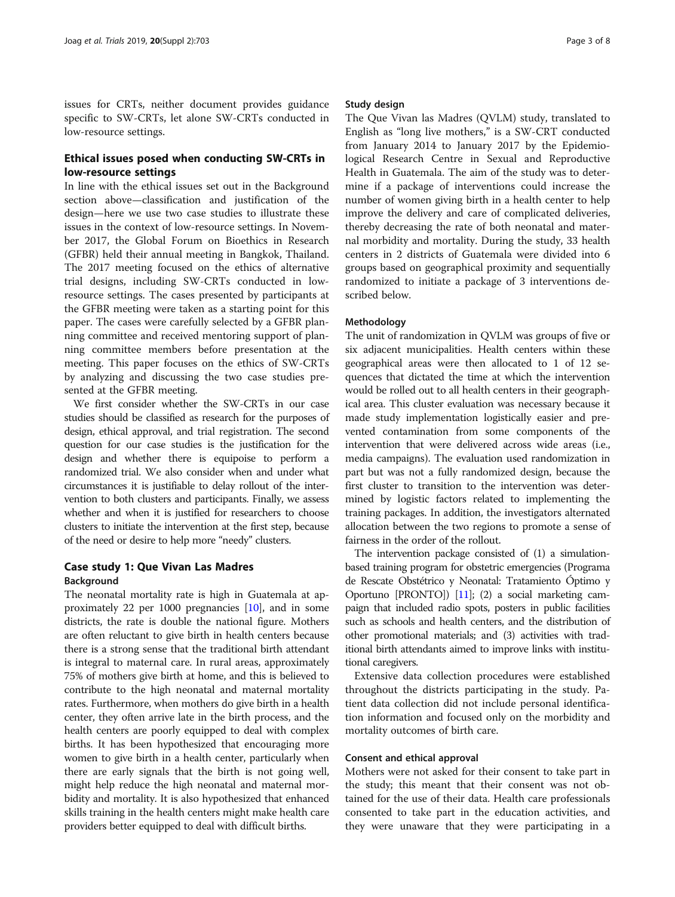issues for CRTs, neither document provides guidance specific to SW-CRTs, let alone SW-CRTs conducted in low-resource settings.

## Ethical issues posed when conducting SW-CRTs in low-resource settings

In line with the ethical issues set out in the Background section above—classification and justification of the design—here we use two case studies to illustrate these issues in the context of low-resource settings. In November 2017, the Global Forum on Bioethics in Research (GFBR) held their annual meeting in Bangkok, Thailand. The 2017 meeting focused on the ethics of alternative trial designs, including SW-CRTs conducted in low-resource settings. The cases presented by participants at the GFBR meeting were taken as a starting point for this paper. The cases were carefully selected by a GFBR planning committee and received mentoring support of planning committee members before presentation at the meeting. This paper focuses on the ethics of SW-CRTs by analyzing and discussing the two case studies presented at the GFBR meeting.

We first consider whether the SW-CRTs in our case studies should be classified as research for the purposes of design, ethical approval, and trial registration. The second question for our case studies is the justification for the design and whether there is equipoise to perform a randomized trial. We also consider when and under what circumstances it is justifiable to delay rollout of the intervention to both clusters and participants. Finally, we assess whether and when it is justified for researchers to choose clusters to initiate the intervention at the first step, because of the need or desire to help more "needy" clusters.

## Case study 1: Que Vivan Las Madres

### Background

The neonatal mortality rate is high in Guatemala at approximately 22 per 1000 pregnancies [10], and in some districts, the rate is double the national figure. Mothers are often reluctant to give birth in health centers because there is a strong sense that the traditional birth attendant is integral to maternal care. In rural areas, approximately 75% of mothers give birth at home, and this is believed to contribute to the high neonatal and maternal mortality rates. Furthermore, when mothers do give birth in a health center, they often arrive late in the birth process, and the health centers are poorly equipped to deal with complex births. It has been hypothesized that encouraging more women to give birth in a health center, particularly when there are early signals that the birth is not going well, might help reduce the high neonatal and maternal morbidity and mortality. It is also hypothesized that enhanced skills training in the health centers might make health care providers better equipped to deal with difficult births.

### Study design

The Que Vivan las Madres (QVLM) study, translated to English as "long live mothers," is a SW-CRT conducted from January 2014 to January 2017 by the Epidemiological Research Centre in Sexual and Reproductive Health in Guatemala. The aim of the study was to determine if a package of interventions could increase the number of women giving birth in a health center to help improve the delivery and care of complicated deliveries, thereby decreasing the rate of both neonatal and maternal morbidity and mortality. During the study, 33 health centers in 2 districts of Guatemala were divided into 6 groups based on geographical proximity and sequentially randomized to initiate a package of 3 interventions described below.

### Methodology

The unit of randomization in QVLM was groups of five or six adjacent municipalities. Health centers within these geographical areas were then allocated to 1 of 12 sequences that dictated the time at which the intervention would be rolled out to all health centers in their geographical area. This cluster evaluation was necessary because it made study implementation logistically easier and prevented contamination from some components of the intervention that were delivered across wide areas (i.e., media campaigns). The evaluation used randomization in part but was not a fully randomized design, because the first cluster to transition to the intervention was determined by logistic factors related to implementing the training packages. In addition, the investigators alternated allocation between the two regions to promote a sense of fairness in the order of the rollout.

The intervention package consisted of (1) a simulation-based training program for obstetric emergencies (Programa de Rescate Obstétrico y Neonatal: Tratamiento Óptimo y Oportuno [PRONTO]) [11]; (2) a social marketing campaign that included radio spots, posters in public facilities such as schools and health centers, and the distribution of other promotional materials; and (3) activities with traditional birth attendants aimed to improve links with institutional caregivers.

Extensive data collection procedures were established throughout the districts participating in the study. Patient data collection did not include personal identification information and focused only on the morbidity and mortality outcomes of birth care.

### Consent and ethical approval

Mothers were not asked for their consent to take part in the study; this meant that their consent was not obtained for the use of their data. Health care professionals consented to take part in the education activities, and they were unaware that they were participating in a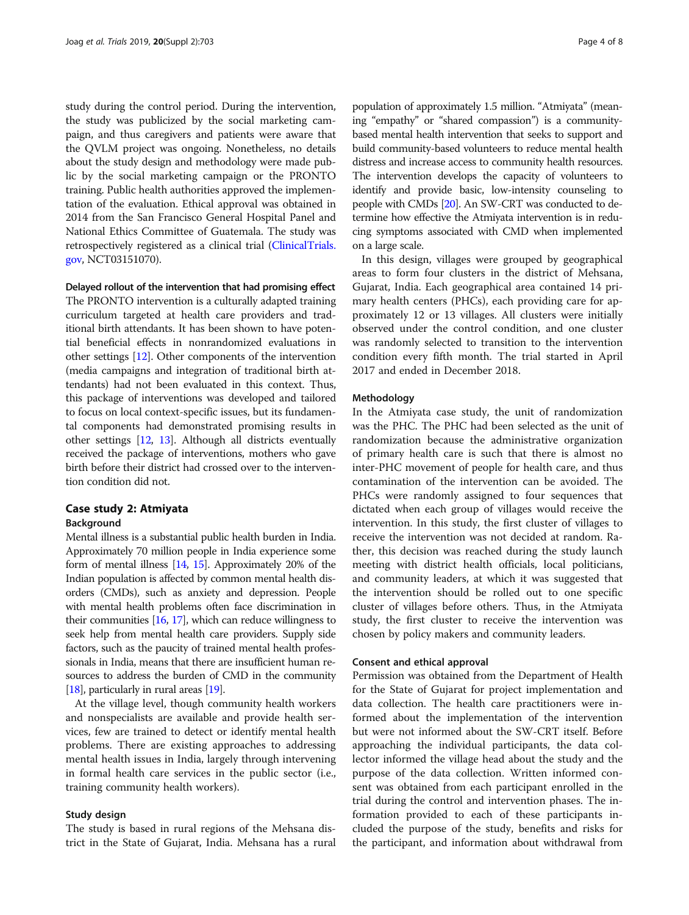study during the control period. During the intervention, the study was publicized by the social marketing campaign, and thus caregivers and patients were aware that the QVLM project was ongoing. Nonetheless, no details about the study design and methodology were made public by the social marketing campaign or the PRONTO training. Public health authorities approved the implementation of the evaluation. Ethical approval was obtained in 2014 from the San Francisco General Hospital Panel and National Ethics Committee of Guatemala. The study was retrospectively registered as a clinical trial (ClinicalTrials.gov, NCT03151070).

### Delayed rollout of the intervention that had promising effect

The PRONTO intervention is a culturally adapted training curriculum targeted at health care providers and traditional birth attendants. It has been shown to have potential beneficial effects in nonrandomized evaluations in other settings [12]. Other components of the intervention (media campaigns and integration of traditional birth attendants) had not been evaluated in this context. Thus, this package of interventions was developed and tailored to focus on local context-specific issues, but its fundamental components had demonstrated promising results in other settings [12, 13]. Although all districts eventually received the package of interventions, mothers who gave birth before their district had crossed over to the intervention condition did not.

## Case study 2: Atmiyata

### Background

Mental illness is a substantial public health burden in India. Approximately 70 million people in India experience some form of mental illness [14, 15]. Approximately 20% of the Indian population is affected by common mental health disorders (CMDs), such as anxiety and depression. People with mental health problems often face discrimination in their communities [16, 17], which can reduce willingness to seek help from mental health care providers. Supply side factors, such as the paucity of trained mental health professionals in India, means that there are insufficient human resources to address the burden of CMD in the community [18], particularly in rural areas [19].

At the village level, though community health workers and nonspecialists are available and provide health services, few are trained to detect or identify mental health problems. There are existing approaches to addressing mental health issues in India, largely through intervening in formal health care services in the public sector (i.e., training community health workers).

### Study design

The study is based in rural regions of the Mehsana district in the State of Gujarat, India. Mehsana has a rural population of approximately 1.5 million. "Atmiyata" (meaning "empathy" or "shared compassion") is a community-based mental health intervention that seeks to support and build community-based volunteers to reduce mental health distress and increase access to community health resources. The intervention develops the capacity of volunteers to identify and provide basic, low-intensity counseling to people with CMDs [20]. An SW-CRT was conducted to determine how effective the Atmiyata intervention is in reducing symptoms associated with CMD when implemented on a large scale.

In this design, villages were grouped by geographical areas to form four clusters in the district of Mehsana, Gujarat, India. Each geographical area contained 14 primary health centers (PHCs), each providing care for approximately 12 or 13 villages. All clusters were initially observed under the control condition, and one cluster was randomly selected to transition to the intervention condition every fifth month. The trial started in April 2017 and ended in December 2018.

### Methodology

In the Atmiyata case study, the unit of randomization was the PHC. The PHC had been selected as the unit of randomization because the administrative organization of primary health care is such that there is almost no inter-PHC movement of people for health care, and thus contamination of the intervention can be avoided. The PHCs were randomly assigned to four sequences that dictated when each group of villages would receive the intervention. In this study, the first cluster of villages to receive the intervention was not decided at random. Rather, this decision was reached during the study launch meeting with district health officials, local politicians, and community leaders, at which it was suggested that the intervention should be rolled out to one specific cluster of villages before others. Thus, in the Atmiyata study, the first cluster to receive the intervention was chosen by policy makers and community leaders.

### Consent and ethical approval

Permission was obtained from the Department of Health for the State of Gujarat for project implementation and data collection. The health care practitioners were informed about the implementation of the intervention but were not informed about the SW-CRT itself. Before approaching the individual participants, the data collector informed the village head about the study and the purpose of the data collection. Written informed consent was obtained from each participant enrolled in the trial during the control and intervention phases. The information provided to each of these participants included the purpose of the study, benefits and risks for the participant, and information about withdrawal from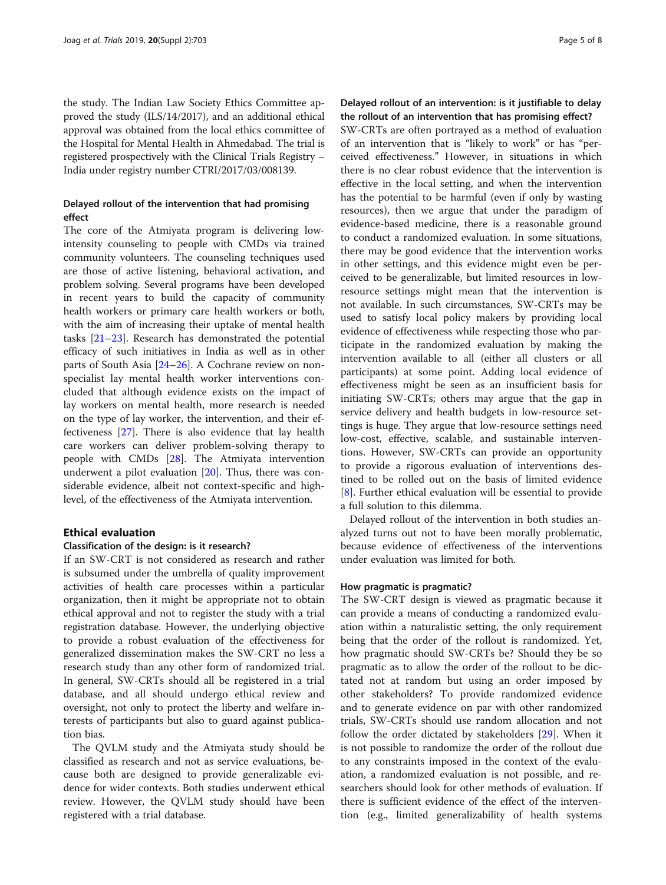the study. The Indian Law Society Ethics Committee approved the study (ILS/14/2017), and an additional ethical approval was obtained from the local ethics committee of the Hospital for Mental Health in Ahmedabad. The trial is registered prospectively with the Clinical Trials Registry – India under registry number CTRI/2017/03/008139.

### Delayed rollout of the intervention that had promising effect

The core of the Atmiyata program is delivering low-intensity counseling to people with CMDs via trained community volunteers. The counseling techniques used are those of active listening, behavioral activation, and problem solving. Several programs have been developed in recent years to build the capacity of community health workers or primary care health workers or both, with the aim of increasing their uptake of mental health tasks [21–23]. Research has demonstrated the potential efficacy of such initiatives in India as well as in other parts of South Asia [24–26]. A Cochrane review on non-specialist lay mental health worker interventions concluded that although evidence exists on the impact of lay workers on mental health, more research is needed on the type of lay worker, the intervention, and their effectiveness [27]. There is also evidence that lay health care workers can deliver problem-solving therapy to people with CMDs [28]. The Atmiyata intervention underwent a pilot evaluation [20]. Thus, there was considerable evidence, albeit not context-specific and high-level, of the effectiveness of the Atmiyata intervention.

## Ethical evaluation

### Classification of the design: is it research?

If an SW-CRT is not considered as research and rather is subsumed under the umbrella of quality improvement activities of health care processes within a particular organization, then it might be appropriate not to obtain ethical approval and not to register the study with a trial registration database. However, the underlying objective to provide a robust evaluation of the effectiveness for generalized dissemination makes the SW-CRT no less a research study than any other form of randomized trial. In general, SW-CRTs should all be registered in a trial database, and all should undergo ethical review and oversight, not only to protect the liberty and welfare interests of participants but also to guard against publication bias.

The QVLM study and the Atmiyata study should be classified as research and not as service evaluations, because both are designed to provide generalizable evidence for wider contexts. Both studies underwent ethical review. However, the QVLM study should have been registered with a trial database.

### Delayed rollout of an intervention: is it justifiable to delay the rollout of an intervention that has promising effect?

SW-CRTs are often portrayed as a method of evaluation of an intervention that is "likely to work" or has "perceived effectiveness." However, in situations in which there is no clear robust evidence that the intervention is effective in the local setting, and when the intervention has the potential to be harmful (even if only by wasting resources), then we argue that under the paradigm of evidence-based medicine, there is a reasonable ground to conduct a randomized evaluation. In some situations, there may be good evidence that the intervention works in other settings, and this evidence might even be perceived to be generalizable, but limited resources in low-resource settings might mean that the intervention is not available. In such circumstances, SW-CRTs may be used to satisfy local policy makers by providing local evidence of effectiveness while respecting those who participate in the randomized evaluation by making the intervention available to all (either all clusters or all participants) at some point. Adding local evidence of effectiveness might be seen as an insufficient basis for initiating SW-CRTs; others may argue that the gap in service delivery and health budgets in low-resource settings is huge. They argue that low-resource settings need low-cost, effective, scalable, and sustainable interventions. However, SW-CRTs can provide an opportunity to provide a rigorous evaluation of interventions destined to be rolled out on the basis of limited evidence [8]. Further ethical evaluation will be essential to provide a full solution to this dilemma.

Delayed rollout of the intervention in both studies analyzed turns out not to have been morally problematic, because evidence of effectiveness of the interventions under evaluation was limited for both.

### How pragmatic is pragmatic?

The SW-CRT design is viewed as pragmatic because it can provide a means of conducting a randomized evaluation within a naturalistic setting, the only requirement being that the order of the rollout is randomized. Yet, how pragmatic should SW-CRTs be? Should they be so pragmatic as to allow the order of the rollout to be dictated not at random but using an order imposed by other stakeholders? To provide randomized evidence and to generate evidence on par with other randomized trials, SW-CRTs should use random allocation and not follow the order dictated by stakeholders [29]. When it is not possible to randomize the order of the rollout due to any constraints imposed in the context of the evaluation, a randomized evaluation is not possible, and researchers should look for other methods of evaluation. If there is sufficient evidence of the effect of the intervention (e.g., limited generalizability of health systems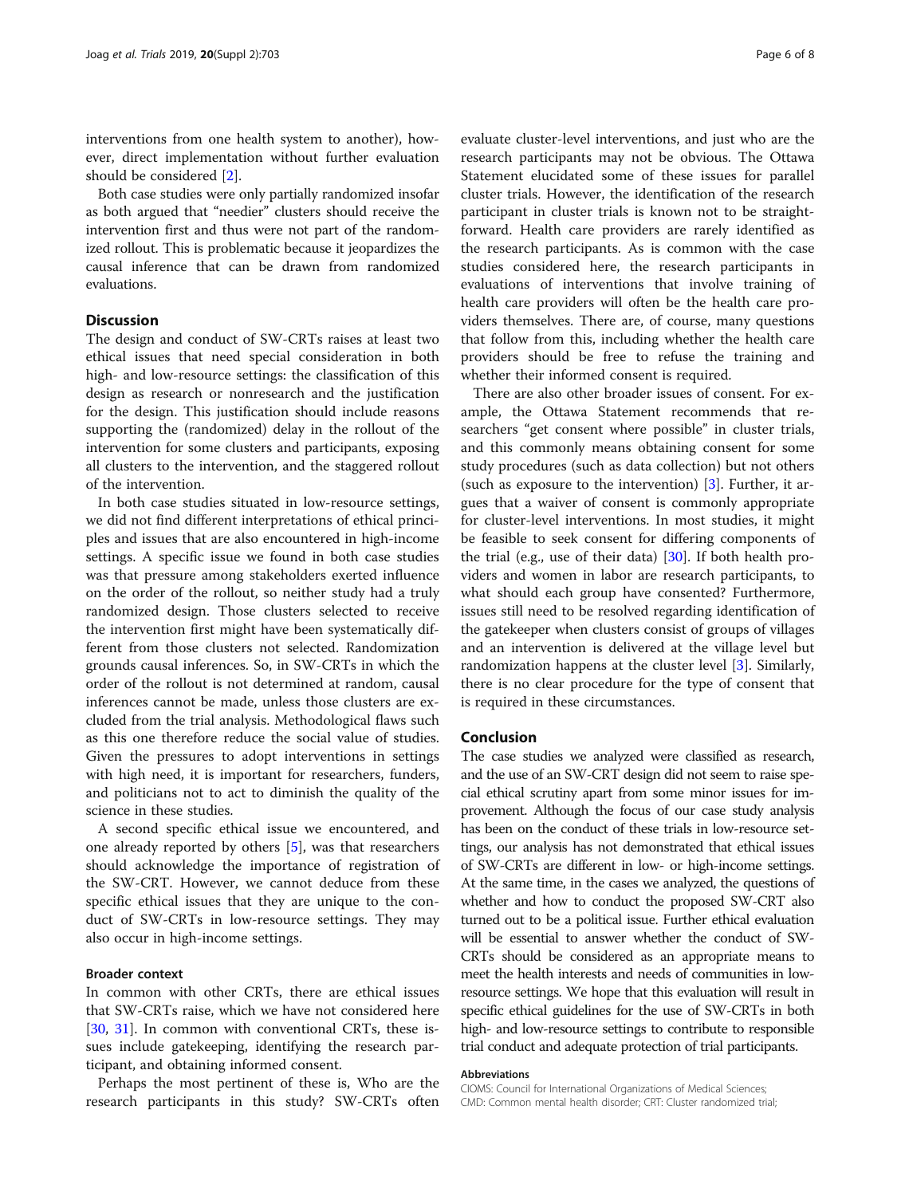interventions from one health system to another), however, direct implementation without further evaluation should be considered [2].

Both case studies were only partially randomized insofar as both argued that "needier" clusters should receive the intervention first and thus were not part of the randomized rollout. This is problematic because it jeopardizes the causal inference that can be drawn from randomized evaluations.

## Discussion

The design and conduct of SW-CRTs raises at least two ethical issues that need special consideration in both high- and low-resource settings: the classification of this design as research or nonresearch and the justification for the design. This justification should include reasons supporting the (randomized) delay in the rollout of the intervention for some clusters and participants, exposing all clusters to the intervention, and the staggered rollout of the intervention.

In both case studies situated in low-resource settings, we did not find different interpretations of ethical principles and issues that are also encountered in high-income settings. A specific issue we found in both case studies was that pressure among stakeholders exerted influence on the order of the rollout, so neither study had a truly randomized design. Those clusters selected to receive the intervention first might have been systematically different from those clusters not selected. Randomization grounds causal inferences. So, in SW-CRTs in which the order of the rollout is not determined at random, causal inferences cannot be made, unless those clusters are excluded from the trial analysis. Methodological flaws such as this one therefore reduce the social value of studies. Given the pressures to adopt interventions in settings with high need, it is important for researchers, funders, and politicians not to act to diminish the quality of the science in these studies.

A second specific ethical issue we encountered, and one already reported by others [5], was that researchers should acknowledge the importance of registration of the SW-CRT. However, we cannot deduce from these specific ethical issues that they are unique to the conduct of SW-CRTs in low-resource settings. They may also occur in high-income settings.

### Broader context

In common with other CRTs, there are ethical issues that SW-CRTs raise, which we have not considered here [30, 31]. In common with conventional CRTs, these issues include gatekeeping, identifying the research participant, and obtaining informed consent.

Perhaps the most pertinent of these is, Who are the research participants in this study? SW-CRTs often evaluate cluster-level interventions, and just who are the research participants may not be obvious. The Ottawa Statement elucidated some of these issues for parallel cluster trials. However, the identification of the research participant in cluster trials is known not to be straightforward. Health care providers are rarely identified as the research participants. As is common with the case studies considered here, the research participants in evaluations of interventions that involve training of health care providers will often be the health care providers themselves. There are, of course, many questions that follow from this, including whether the health care providers should be free to refuse the training and whether their informed consent is required.

There are also other broader issues of consent. For example, the Ottawa Statement recommends that researchers "get consent where possible" in cluster trials, and this commonly means obtaining consent for some study procedures (such as data collection) but not others (such as exposure to the intervention) [3]. Further, it argues that a waiver of consent is commonly appropriate for cluster-level interventions. In most studies, it might be feasible to seek consent for differing components of the trial (e.g., use of their data) [30]. If both health providers and women in labor are research participants, to what should each group have consented? Furthermore, issues still need to be resolved regarding identification of the gatekeeper when clusters consist of groups of villages and an intervention is delivered at the village level but randomization happens at the cluster level [3]. Similarly, there is no clear procedure for the type of consent that is required in these circumstances.

## Conclusion

The case studies we analyzed were classified as research, and the use of an SW-CRT design did not seem to raise special ethical scrutiny apart from some minor issues for improvement. Although the focus of our case study analysis has been on the conduct of these trials in low-resource settings, our analysis has not demonstrated that ethical issues of SW-CRTs are different in low- or high-income settings. At the same time, in the cases we analyzed, the questions of whether and how to conduct the proposed SW-CRT also turned out to be a political issue. Further ethical evaluation will be essential to answer whether the conduct of SW-CRTs should be considered as an appropriate means to meet the health interests and needs of communities in low-resource settings. We hope that this evaluation will result in specific ethical guidelines for the use of SW-CRTs in both high- and low-resource settings to contribute to responsible trial conduct and adequate protection of trial participants.

#### Abbreviations

CIOMS: Council for International Organizations of Medical Sciences; CMD: Common mental health disorder; CRT: Cluster randomized trial;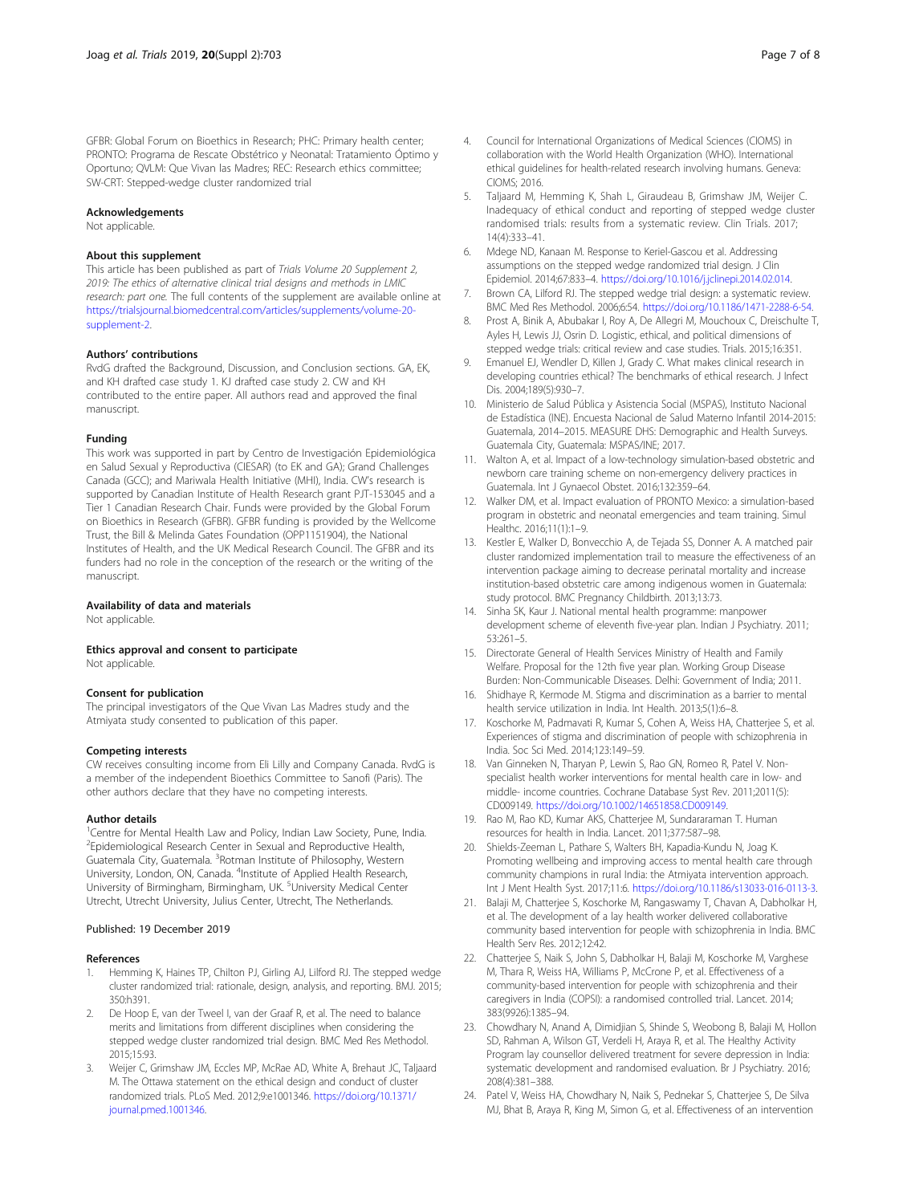GFBR: Global Forum on Bioethics in Research; PHC: Primary health center; PRONTO: Programa de Rescate Obstétrico y Neonatal: Tratamiento Óptimo y Oportuno; QVLM: Que Vivan las Madres; REC: Research ethics committee; SW-CRT: Stepped-wedge cluster randomized trial

### Acknowledgements

Not applicable.

### About this supplement

This article has been published as part of *Trials Volume 20 Supplement 2, 2019: The ethics of alternative clinical trial designs and methods in LMIC research: part one*. The full contents of the supplement are available online at https://trialsjournal.biomedcentral.com/articles/supplements/volume-20-supplement-2.

### Authors' contributions

RvdG drafted the Background, Discussion, and Conclusion sections. GA, EK, and KH drafted case study 1. KJ drafted case study 2. CW and KH contributed to the entire paper. All authors read and approved the final manuscript.

### Funding

This work was supported in part by Centro de Investigación Epidemiológica en Salud Sexual y Reproductiva (CIESAR) (to EK and GA); Grand Challenges Canada (GCC); and Mariwala Health Initiative (MHI), India. CW's research is supported by Canadian Institute of Health Research grant PJT-153045 and a Tier 1 Canadian Research Chair. Funds were provided by the Global Forum on Bioethics in Research (GFBR). GFBR funding is provided by the Wellcome Trust, the Bill & Melinda Gates Foundation (OPP1151904), the National Institutes of Health, and the UK Medical Research Council. The GFBR and its funders had no role in the conception of the research or the writing of the manuscript.

### Availability of data and materials

Not applicable.

### Ethics approval and consent to participate

Not applicable.

### Consent for publication

The principal investigators of the Que Vivan Las Madres study and the Atmiyata study consented to publication of this paper.

### Competing interests

CW receives consulting income from Eli Lilly and Company Canada. RvdG is a member of the independent Bioethics Committee to Sanofi (Paris). The other authors declare that they have no competing interests.

### Author details

[1]Centre for Mental Health Law and Policy, Indian Law Society, Pune, India. [2]Epidemiological Research Center in Sexual and Reproductive Health, Guatemala City, Guatemala. [3]Rotman Institute of Philosophy, Western University, London, ON, Canada. [4]Institute of Applied Health Research, University of Birmingham, Birmingham, UK. [5]University Medical Center Utrecht, Utrecht University, Julius Center, Utrecht, The Netherlands.

Published: 19 December 2019

### References

1. Hemming K, Haines TP, Chilton PJ, Girling AJ, Lilford RJ. The stepped wedge cluster randomized trial: rationale, design, analysis, and reporting. BMJ. 2015; 350:h391.
2. De Hoop E, van der Tweel I, van der Graaf R, et al. The need to balance merits and limitations from different disciplines when considering the stepped wedge cluster randomized trial design. BMC Med Res Methodol. 2015;15:93.
3. Weijer C, Grimshaw JM, Eccles MP, McRae AD, White A, Brehaut JC, Taljaard M. The Ottawa statement on the ethical design and conduct of cluster randomized trials. PLoS Med. 2012;9:e1001346. https://doi.org/10.1371/journal.pmed.1001346.
4. Council for International Organizations of Medical Sciences (CIOMS) in collaboration with the World Health Organization (WHO). International ethical guidelines for health-related research involving humans. Geneva: CIOMS; 2016.
5. Taljaard M, Hemming K, Shah L, Giraudeau B, Grimshaw JM, Weijer C. Inadequacy of ethical conduct and reporting of stepped wedge cluster randomised trials: results from a systematic review. Clin Trials. 2017; 14(4):333–41.
6. Mdege ND, Kanaan M. Response to Keriel-Gascou et al. Addressing assumptions on the stepped wedge randomized trial design. J Clin Epidemiol. 2014;67:833–4. https://doi.org/10.1016/j.jclinepi.2014.02.014.
7. Brown CA, Lilford RJ. The stepped wedge trial design: a systematic review. BMC Med Res Methodol. 2006;6:54. https://doi.org/10.1186/1471-2288-6-54.
8. Prost A, Binik A, Abubakar I, Roy A, De Allegri M, Mouchoux C, Dreischulte T, Ayles H, Lewis JJ, Osrin D. Logistic, ethical, and political dimensions of stepped wedge trials: critical review and case studies. Trials. 2015;16:351.
9. Emanuel EJ, Wendler D, Killen J, Grady C. What makes clinical research in developing countries ethical? The benchmarks of ethical research. J Infect Dis. 2004;189(5):930–7.
10. Ministerio de Salud Pública y Asistencia Social (MSPAS), Instituto Nacional de Estadística (INE). Encuesta Nacional de Salud Materno Infantil 2014-2015: Guatemala, 2014–2015. MEASURE DHS: Demographic and Health Surveys. Guatemala City, Guatemala: MSPAS/INE; 2017.
11. Walton A, et al. Impact of a low-technology simulation-based obstetric and newborn care training scheme on non-emergency delivery practices in Guatemala. Int J Gynaecol Obstet. 2016;132:359–64.
12. Walker DM, et al. Impact evaluation of PRONTO Mexico: a simulation-based program in obstetric and neonatal emergencies and team training. Simul Healthc. 2016;11(1):1–9.
13. Kestler E, Walker D, Bonvecchio A, de Tejada SS, Donner A. A matched pair cluster randomized implementation trail to measure the effectiveness of an intervention package aiming to decrease perinatal mortality and increase institution-based obstetric care among indigenous women in Guatemala: study protocol. BMC Pregnancy Childbirth. 2013;13:73.
14. Sinha SK, Kaur J. National mental health programme: manpower development scheme of eleventh five-year plan. Indian J Psychiatry. 2011; 53:261–5.
15. Directorate General of Health Services Ministry of Health and Family Welfare. Proposal for the 12th five year plan. Working Group Disease Burden: Non-Communicable Diseases. Delhi: Government of India; 2011.
16. Shidhaye R, Kermode M. Stigma and discrimination as a barrier to mental health service utilization in India. Int Health. 2013;5(1):6–8.
17. Koschorke M, Padmavati R, Kumar S, Cohen A, Weiss HA, Chatterjee S, et al. Experiences of stigma and discrimination of people with schizophrenia in India. Soc Sci Med. 2014;123:149–59.
18. Van Ginneken N, Tharyan P, Lewin S, Rao GN, Romeo R, Patel V. Non-specialist health worker interventions for mental health care in low- and middle- income countries. Cochrane Database Syst Rev. 2011;2011(5): CD009149. https://doi.org/10.1002/14651858.CD009149.
19. Rao M, Rao KD, Kumar AKS, Chatterjee M, Sundararaman T. Human resources for health in India. Lancet. 2011;377:587–98.
20. Shields-Zeeman L, Pathare S, Walters BH, Kapadia-Kundu N, Joag K. Promoting wellbeing and improving access to mental health care through community champions in rural India: the Atmiyata intervention approach. Int J Ment Health Syst. 2017;11:6. https://doi.org/10.1186/s13033-016-0113-3.
21. Balaji M, Chatterjee S, Koschorke M, Rangaswamy T, Chavan A, Dabholkar H, et al. The development of a lay health worker delivered collaborative community based intervention for people with schizophrenia in India. BMC Health Serv Res. 2012;12:42.
22. Chatterjee S, Naik S, John S, Dabholkar H, Balaji M, Koschorke M, Varghese M, Thara R, Weiss HA, Williams P, McCrone P, et al. Effectiveness of a community-based intervention for people with schizophrenia and their caregivers in India (COPSI): a randomised controlled trial. Lancet. 2014; 383(9926):1385–94.
23. Chowdhary N, Anand A, Dimidjian S, Shinde S, Weobong B, Balaji M, Hollon SD, Rahman A, Wilson GT, Verdeli H, Araya R, et al. The Healthy Activity Program lay counsellor delivered treatment for severe depression in India: systematic development and randomised evaluation. Br J Psychiatry. 2016; 208(4):381–388.
24. Patel V, Weiss HA, Chowdhary N, Naik S, Pednekar S, Chatterjee S, De Silva MJ, Bhat B, Araya R, King M, Simon G, et al. Effectiveness of an intervention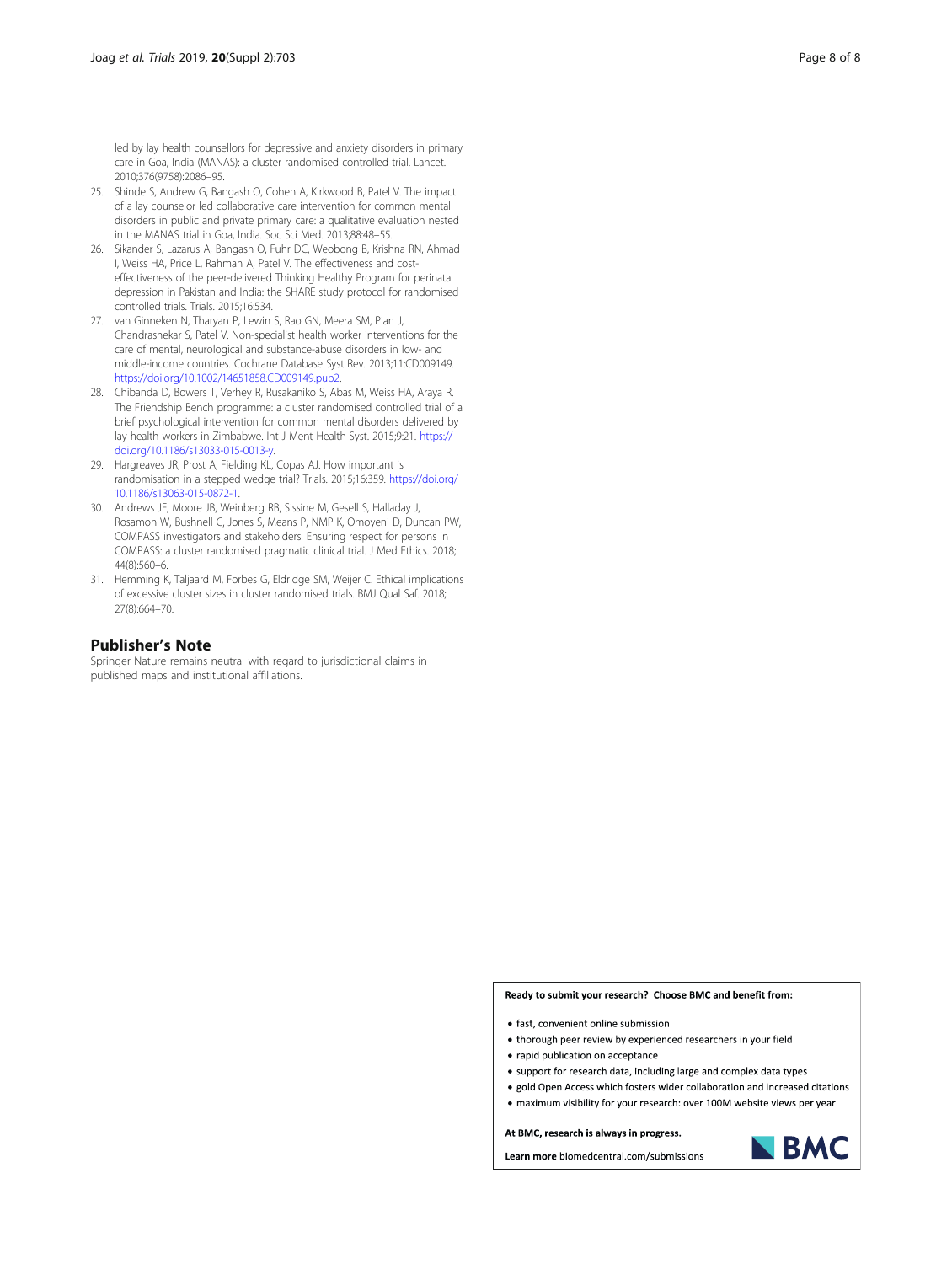led by lay health counsellors for depressive and anxiety disorders in primary care in Goa, India (MANAS): a cluster randomised controlled trial. Lancet. 2010;376(9758):2086–95.

25. Shinde S, Andrew G, Bangash O, Cohen A, Kirkwood B, Patel V. The impact of a lay counselor led collaborative care intervention for common mental disorders in public and private primary care: a qualitative evaluation nested in the MANAS trial in Goa, India. Soc Sci Med. 2013;88:48–55.
26. Sikander S, Lazarus A, Bangash O, Fuhr DC, Weobong B, Krishna RN, Ahmad I, Weiss HA, Price L, Rahman A, Patel V. The effectiveness and cost-effectiveness of the peer-delivered Thinking Healthy Program for perinatal depression in Pakistan and India: the SHARE study protocol for randomised controlled trials. Trials. 2015;16:534.
27. van Ginneken N, Tharyan P, Lewin S, Rao GN, Meera SM, Pian J, Chandrashekar S, Patel V. Non-specialist health worker interventions for the care of mental, neurological and substance-abuse disorders in low- and middle-income countries. Cochrane Database Syst Rev. 2013;11:CD009149. https://doi.org/10.1002/14651858.CD009149.pub2.
28. Chibanda D, Bowers T, Verhey R, Rusakaniko S, Abas M, Weiss HA, Araya R. The Friendship Bench programme: a cluster randomised controlled trial of a brief psychological intervention for common mental disorders delivered by lay health workers in Zimbabwe. Int J Ment Health Syst. 2015;9:21. https://doi.org/10.1186/s13033-015-0013-y.
29. Hargreaves JR, Prost A, Fielding KL, Copas AJ. How important is randomisation in a stepped wedge trial? Trials. 2015;16:359. https://doi.org/10.1186/s13063-015-0872-1.
30. Andrews JE, Moore JB, Weinberg RB, Sissine M, Gesell S, Halladay J, Rosamon W, Bushnell C, Jones S, Means P, NMP K, Omoyeni D, Duncan PW, COMPASS investigators and stakeholders. Ensuring respect for persons in COMPASS: a cluster randomised pragmatic clinical trial. J Med Ethics. 2018; 44(8):560–6.
31. Hemming K, Taljaard M, Forbes G, Eldridge SM, Weijer C. Ethical implications of excessive cluster sizes in cluster randomised trials. BMJ Qual Saf. 2018; 27(8):664–70.

## Publisher's Note

Springer Nature remains neutral with regard to jurisdictional claims in published maps and institutional affiliations.

**Ready to submit your research? Choose BMC and benefit from:**

- fast, convenient online submission
- thorough peer review by experienced researchers in your field
- rapid publication on acceptance
- support for research data, including large and complex data types
- gold Open Access which fosters wider collaboration and increased citations
- maximum visibility for your research: over 100M website views per year

**At BMC, research is always in progress.**

**Learn more** biomedcentral.com/submissions

BMC